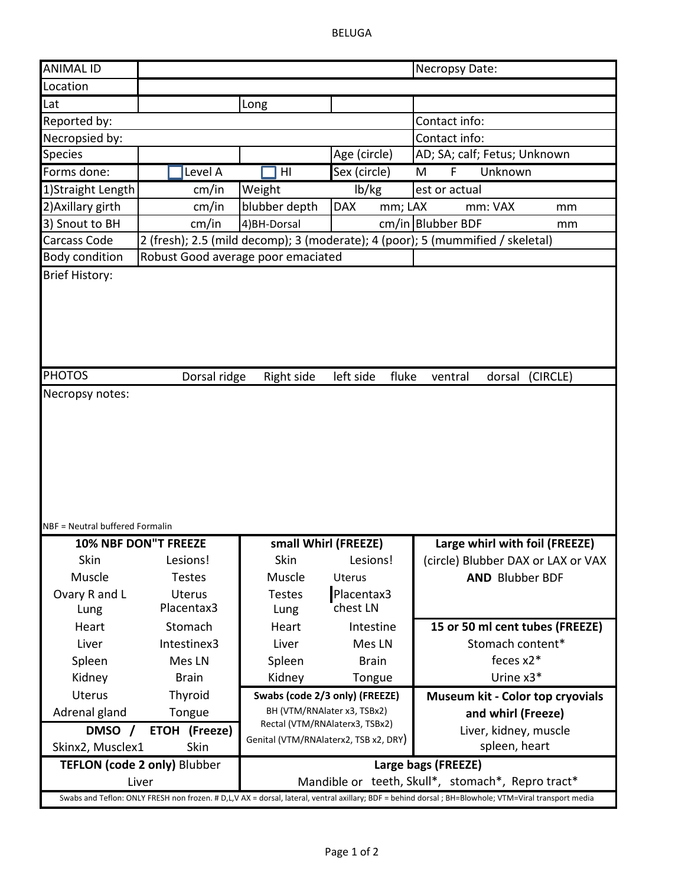# BELUGA

| ANIMAL ID | | | | Necropsy Date: |
|---|---|---|---|---|
| Location | | | | |
| Lat | | Long | | |
| Reported by: | | | | Contact info: |
| Necropsied by: | | | | Contact info: |
| Species | | | Age (circle) | AD; SA; calf; Fetus; Unknown |
| Forms done: | ☐ Level A | ☐ HI | Sex (circle) | M F Unknown |
| 1)Straight Length | cm/in | Weight | lb/kg | est or actual |
| 2)Axillary girth | cm/in | blubber depth | DAX mm; LAX | mm: VAX mm |
| 3) Snout to BH | cm/in | 4)BH-Dorsal | cm/in | Blubber BDF mm |
| Carcass Code | 2 (fresh); 2.5 (mild decomp); 3 (moderate); 4 (poor); 5 (mummified / skeletal) | | | |
| Body condition | Robust Good average poor emaciated | | | |

Brief History:

PHOTOS: Dorsal ridge Right side left side fluke ventral dorsal (CIRCLE)

Necropsy notes:

NBF = Neutral buffered Formalin

| 10% NBF DON"T FREEZE | | small Whirl (FREEZE) | | Large whirl with foil (FREEZE) |
|---|---|---|---|---|
| Skin | Lesions! | Skin | Lesions! | (circle) Blubber DAX or LAX or VAX |
| Muscle | Testes | Muscle | Uterus | **AND** Blubber BDF |
| Ovary R and L | Uterus | Testes | Placentax3 | |
| Lung | Placentax3 | Lung | chest LN | |
| Heart | Stomach | Heart | Intestine | **15 or 50 ml cent tubes (FREEZE)** |
| Liver | Intestinex3 | Liver | Mes LN | Stomach content* |
| Spleen | Mes LN | Spleen | Brain | feces x2* |
| Kidney | Brain | Kidney | Tongue | Urine x3* |
| Uterus | Thyroid | **Swabs (code 2/3 only) (FREEZE)** | | **Museum kit - Color top cryovials and whirl (Freeze)** |
| Adrenal gland | Tongue | BH (VTM/RNAlater x3, TSBx2) | | |
| **DMSO /** | **ETOH (Freeze)** | Rectal (VTM/RNAlaterx3, TSBx2) | | Liver, kidney, muscle |
| Skinx2, Musclex1 | Skin | Genital (VTM/RNAlaterx2, TSB x2, DRY) | | spleen, heart |
| **TEFLON (code 2 only)** Blubber | | **Large bags (FREEZE)** | | |
| Liver | | Mandible or teeth, Skull*, stomach*, Repro tract* | | |

Swabs and Teflon: ONLY FRESH non frozen. # D,L,V AX = dorsal, lateral, ventral axillary; BDF = behind dorsal ; BH=Blowhole; VTM=Viral transport media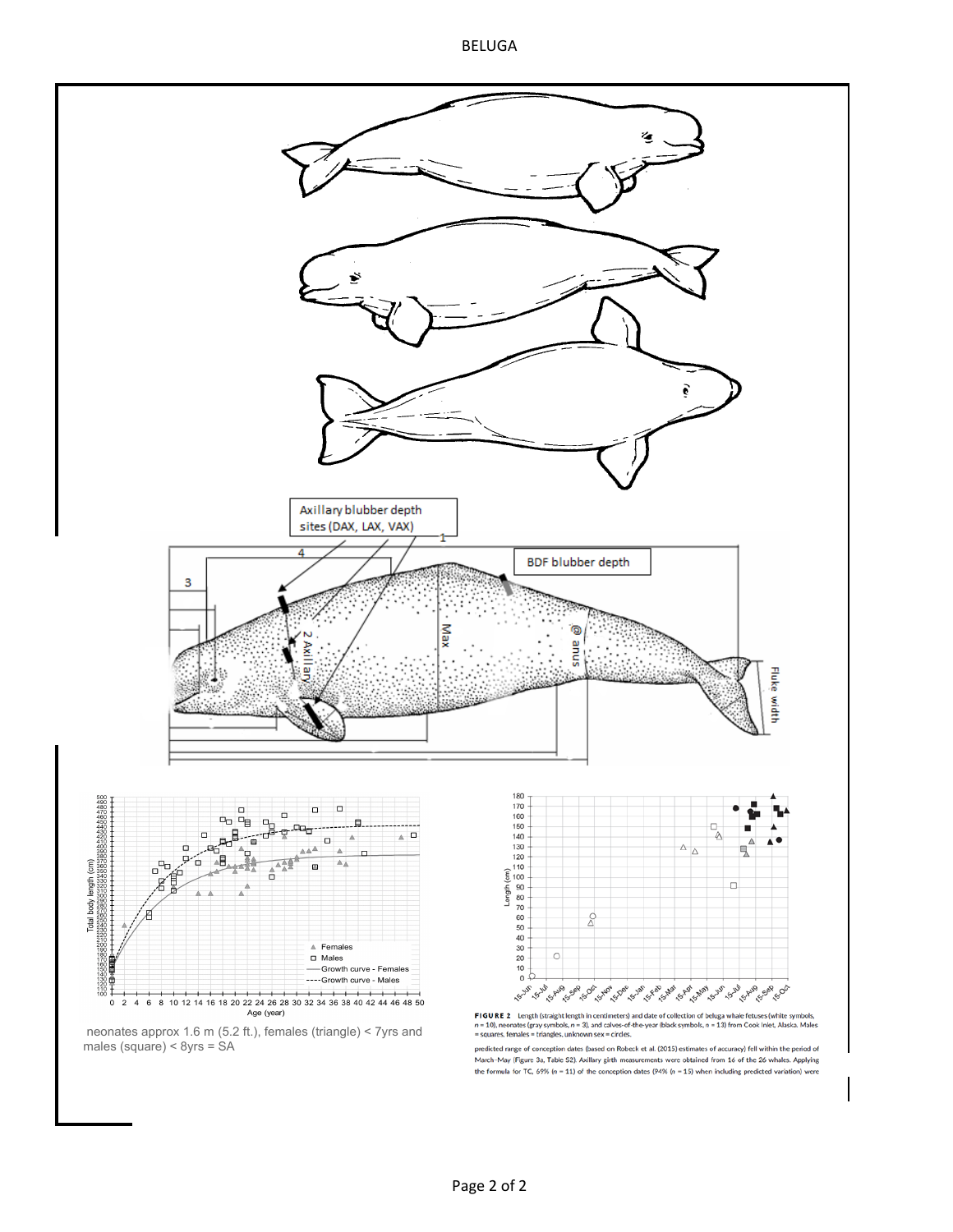Axillary blubber depth sites (DAX, LAX, VAX)

BDF blubber depth

1

2 Axillary

3

4

Max

@ anus

Fluke width

Total body length (cm)

500
490
480
470
460
450
440
430
420
410
400
390
380
370
360
350
340
330
320
310
300
290
280
270
260
250
240
230
220
210
200
190
180
170
160
150
140
130
120
110
100

0 2 4 6 8 10 12 14 16 18 20 22 24 26 28 30 32 34 36 38 40 42 44 46 48 50

Age (year)

Females

Males

Growth curve - Females

Growth curve - Males

neonates approx 1.6 m (5.2 ft.), females (triangle) < 7yrs and males (square) < 8yrs = SA

Length (cm)

180
170
160
150
140
130
120
110
100
90
80
70
60
50
40
30
20
10
0

15-Jun 15-Jul 15-Aug 15-Sep 15-Oct 15-Nov 15-Dec 15-Jan 15-Feb 15-Mar 15-Apr 15-May 15-Jun 15-Jul 15-Aug 15-Sep 15-Oct

**FIGURE 2** Length (straight length in centimeters) and date of collection of beluga whale fetuses (white symbols, $n = 10$), neonates (gray symbols, $n = 3$), and calves-of-the-year (black symbols, $n = 13$) from Cook Inlet, Alaska. Males = squares, females = triangles, unknown sex = circles.

predicted range of conception dates (based on Robeck et al. (2015) estimates of accuracy) fell within the period of March–May (Figure 3a, Table S2). Axillary girth measurements were obtained from 16 of the 26 whales. Applying the formula for TC, 69% ($n = 11$) of the conception dates (94% ($n = 15$) when including predicted variation) were